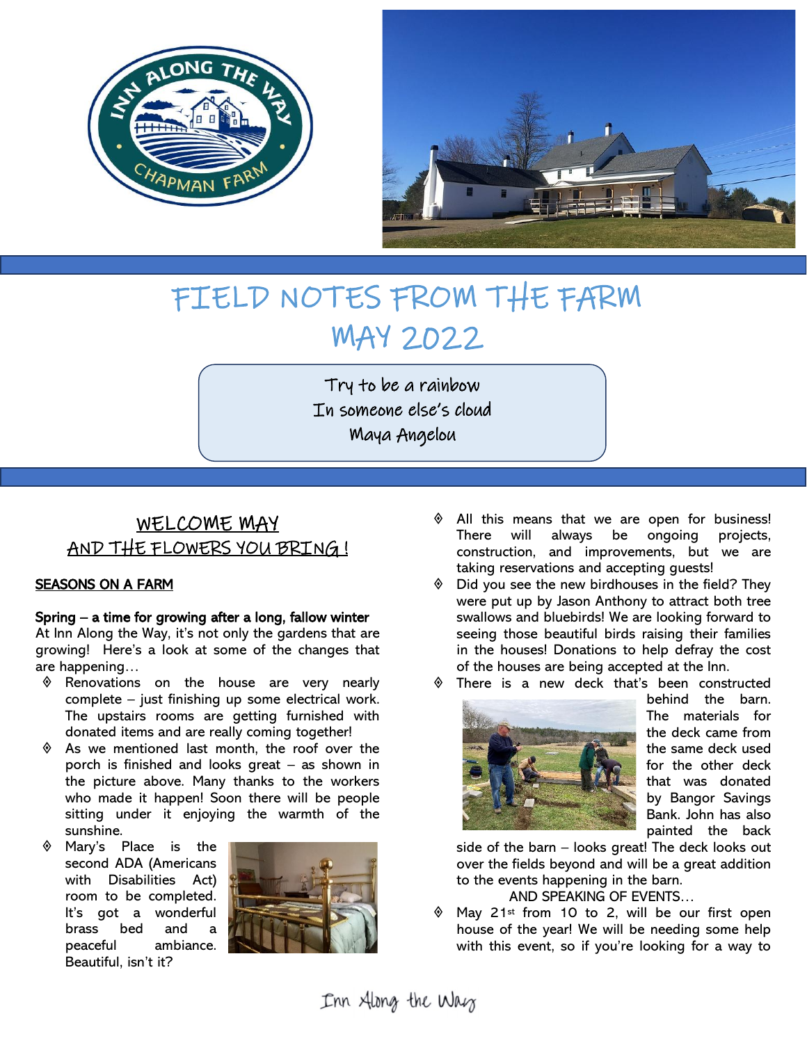# FIELD NOTES FROM THE FARM
# MAY 2022

Try to be a rainbow
In someone else's cloud
Maya Angelou

## WELCOME MAY
## AND THE FLOWERS YOU BRING!

**SEASONS ON A FARM**

**Spring – a time for growing after a long, fallow winter**

At Inn Along the Way, it's not only the gardens that are growing! Here's a look at some of the changes that are happening…

- Renovations on the house are very nearly complete – just finishing up some electrical work. The upstairs rooms are getting furnished with donated items and are really coming together!
- As we mentioned last month, the roof over the porch is finished and looks great – as shown in the picture above. Many thanks to the workers who made it happen! Soon there will be people sitting under it enjoying the warmth of the sunshine.
- Mary's Place is the second ADA (Americans with Disabilities Act) room to be completed. It's got a wonderful brass bed and a peaceful ambiance. Beautiful, isn't it?
- All this means that we are open for business! There will always be ongoing projects, construction, and improvements, but we are taking reservations and accepting guests!
- Did you see the new birdhouses in the field? They were put up by Jason Anthony to attract both tree swallows and bluebirds! We are looking forward to seeing those beautiful birds raising their families in the houses! Donations to help defray the cost of the houses are being accepted at the Inn.
- There is a new deck that's been constructed behind the barn. The materials for the deck came from the same deck used for the other deck that was donated by Bangor Savings Bank. John has also painted the back side of the barn – looks great! The deck looks out over the fields beyond and will be a great addition to the events happening in the barn.

AND SPEAKING OF EVENTS…

- May 21st from 10 to 2, will be our first open house of the year! We will be needing some help with this event, so if you're looking for a way to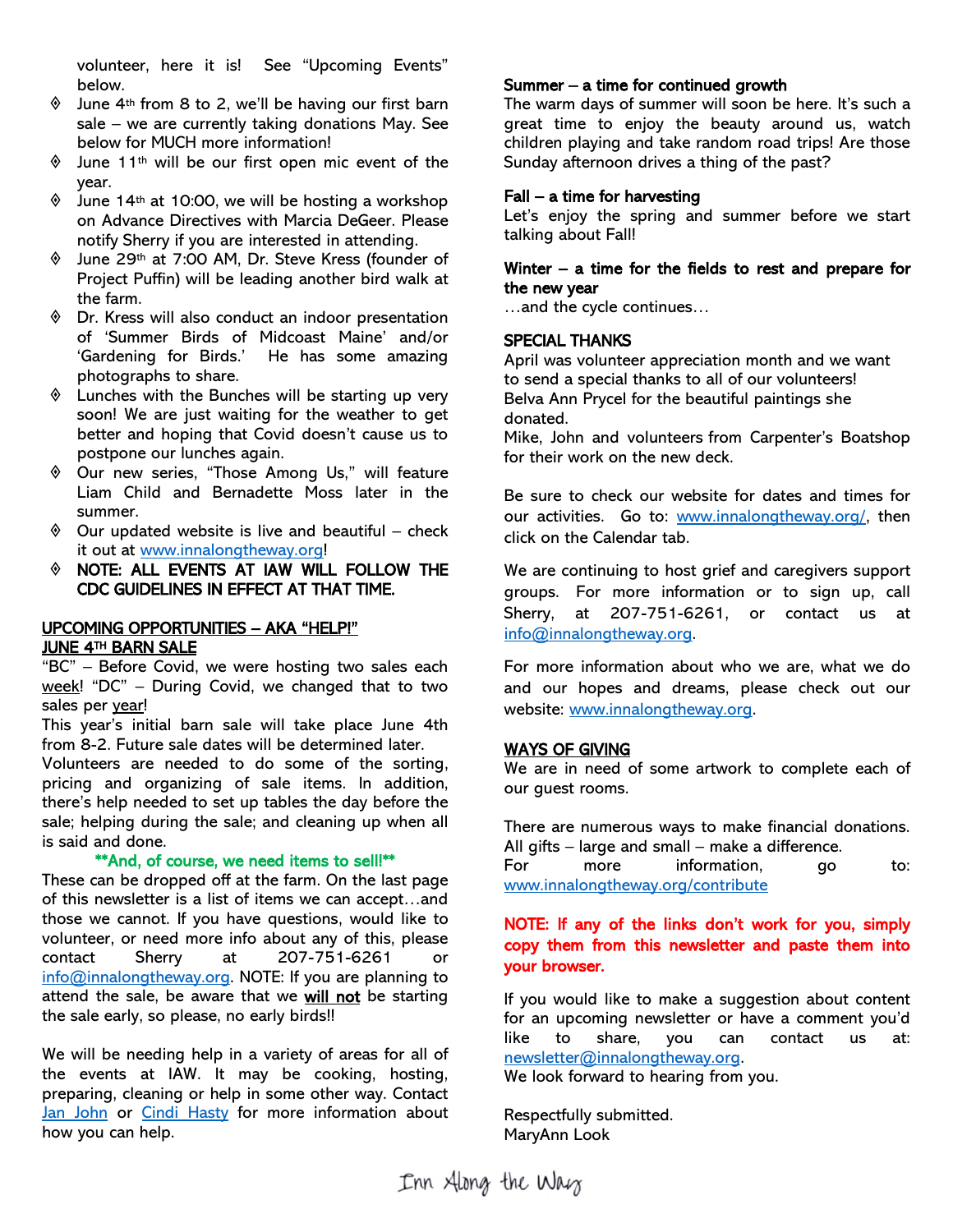volunteer, here it is! See "Upcoming Events" below.

- June 4th from 8 to 2, we'll be having our first barn sale – we are currently taking donations May. See below for MUCH more information!
- June 11th will be our first open mic event of the year.
- June 14th at 10:00, we will be hosting a workshop on Advance Directives with Marcia DeGeer. Please notify Sherry if you are interested in attending.
- June 29th at 7:00 AM, Dr. Steve Kress (founder of Project Puffin) will be leading another bird walk at the farm.
- Dr. Kress will also conduct an indoor presentation of 'Summer Birds of Midcoast Maine' and/or 'Gardening for Birds.' He has some amazing photographs to share.
- Lunches with the Bunches will be starting up very soon! We are just waiting for the weather to get better and hoping that Covid doesn't cause us to postpone our lunches again.
- Our new series, "Those Among Us," will feature Liam Child and Bernadette Moss later in the summer.
- Our updated website is live and beautiful – check it out at www.innalongtheway.org!
- **NOTE: ALL EVENTS AT IAW WILL FOLLOW THE CDC GUIDELINES IN EFFECT AT THAT TIME.**

## UPCOMING OPPORTUNITIES – AKA "HELP!"

### JUNE 4TH BARN SALE

"BC" – Before Covid, we were hosting two sales each week! "DC" – During Covid, we changed that to two sales per year!

This year's initial barn sale will take place June 4th from 8-2. Future sale dates will be determined later.

Volunteers are needed to do some of the sorting, pricing and organizing of sale items. In addition, there's help needed to set up tables the day before the sale; helping during the sale; and cleaning up when all is said and done.

**\*\*And, of course, we need items to sell!\*\***

These can be dropped off at the farm. On the last page of this newsletter is a list of items we can accept…and those we cannot. If you have questions, would like to volunteer, or need more info about any of this, please contact Sherry at 207-751-6261 or info@innalongtheway.org. NOTE: If you are planning to attend the sale, be aware that we **will not** be starting the sale early, so please, no early birds!!

We will be needing help in a variety of areas for all of the events at IAW. It may be cooking, hosting, preparing, cleaning or help in some other way. Contact Jan John or Cindi Hasty for more information about how you can help.

**Summer – a time for continued growth**

The warm days of summer will soon be here. It's such a great time to enjoy the beauty around us, watch children playing and take random road trips! Are those Sunday afternoon drives a thing of the past?

**Fall – a time for harvesting**

Let's enjoy the spring and summer before we start talking about Fall!

**Winter – a time for the fields to rest and prepare for the new year**

…and the cycle continues…

## SPECIAL THANKS

April was volunteer appreciation month and we want to send a special thanks to all of our volunteers!

Belva Ann Prycel for the beautiful paintings she donated.

Mike, John and volunteers from Carpenter's Boatshop for their work on the new deck.

Be sure to check our website for dates and times for our activities. Go to: www.innalongtheway.org/, then click on the Calendar tab.

We are continuing to host grief and caregivers support groups. For more information or to sign up, call Sherry, at 207-751-6261, or contact us at info@innalongtheway.org.

For more information about who we are, what we do and our hopes and dreams, please check out our website: www.innalongtheway.org.

## WAYS OF GIVING

We are in need of some artwork to complete each of our guest rooms.

There are numerous ways to make financial donations. All gifts – large and small – make a difference.

For more information, go to: www.innalongtheway.org/contribute

**NOTE: If any of the links don't work for you, simply copy them from this newsletter and paste them into your browser.**

If you would like to make a suggestion about content for an upcoming newsletter or have a comment you'd like to share, you can contact us at: newsletter@innalongtheway.org.

We look forward to hearing from you.

Respectfully submitted.
MaryAnn Look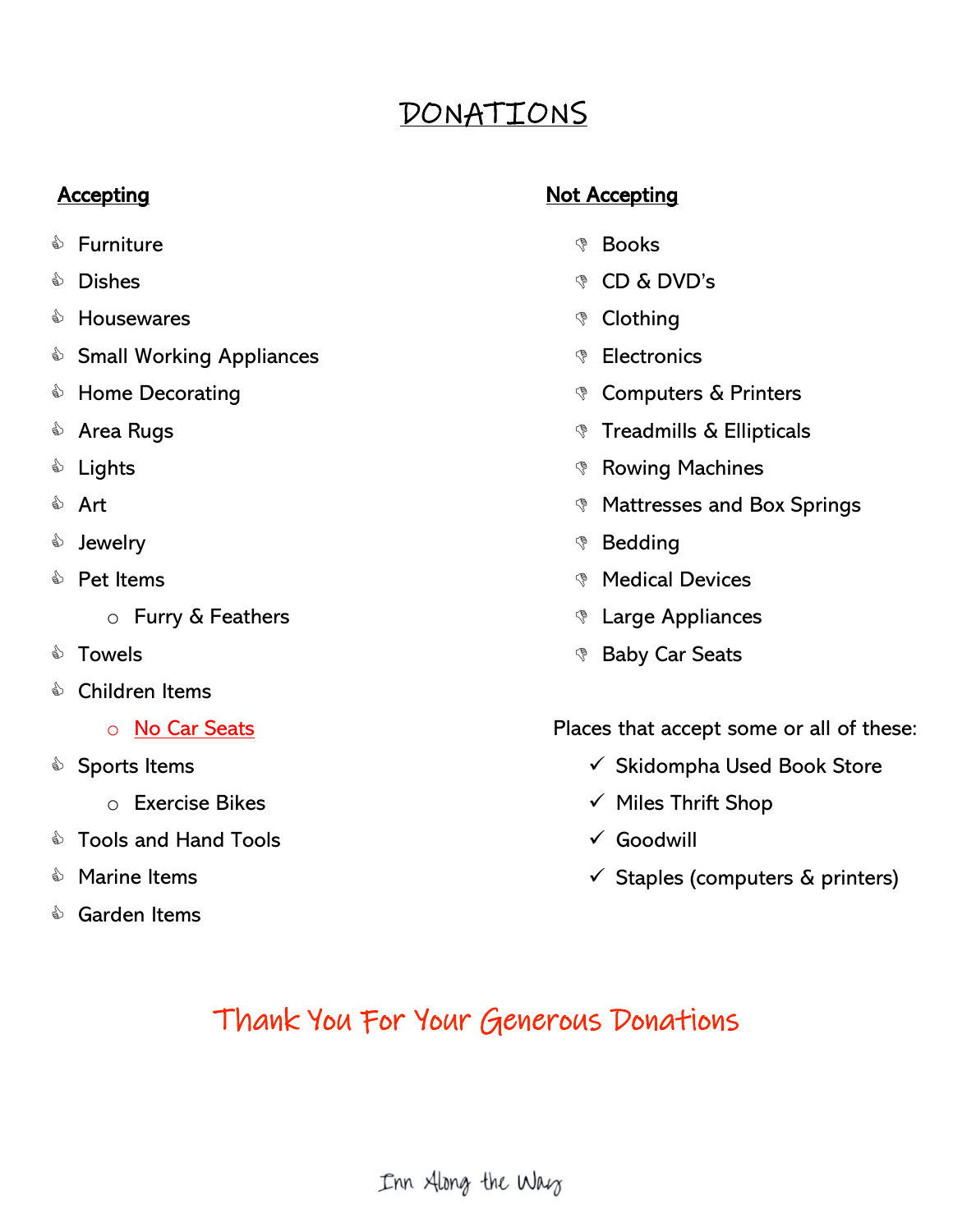# DONATIONS

## Accepting

- Furniture
- Dishes
- Housewares
- Small Working Appliances
- Home Decorating
- Area Rugs
- Lights
- Art
- Jewelry
- Pet Items
  - Furry & Feathers
- Towels
- Children Items
  - No Car Seats
- Sports Items
  - Exercise Bikes
- Tools and Hand Tools
- Marine Items
- Garden Items

## Not Accepting

- Books
- CD & DVD's
- Clothing
- Electronics
- Computers & Printers
- Treadmills & Ellipticals
- Rowing Machines
- Mattresses and Box Springs
- Bedding
- Medical Devices
- Large Appliances
- Baby Car Seats

Places that accept some or all of these:

- ✓ Skidompha Used Book Store
- ✓ Miles Thrift Shop
- ✓ Goodwill
- ✓ Staples (computers & printers)

Thank You For Your Generous Donations

Inn Along the Way